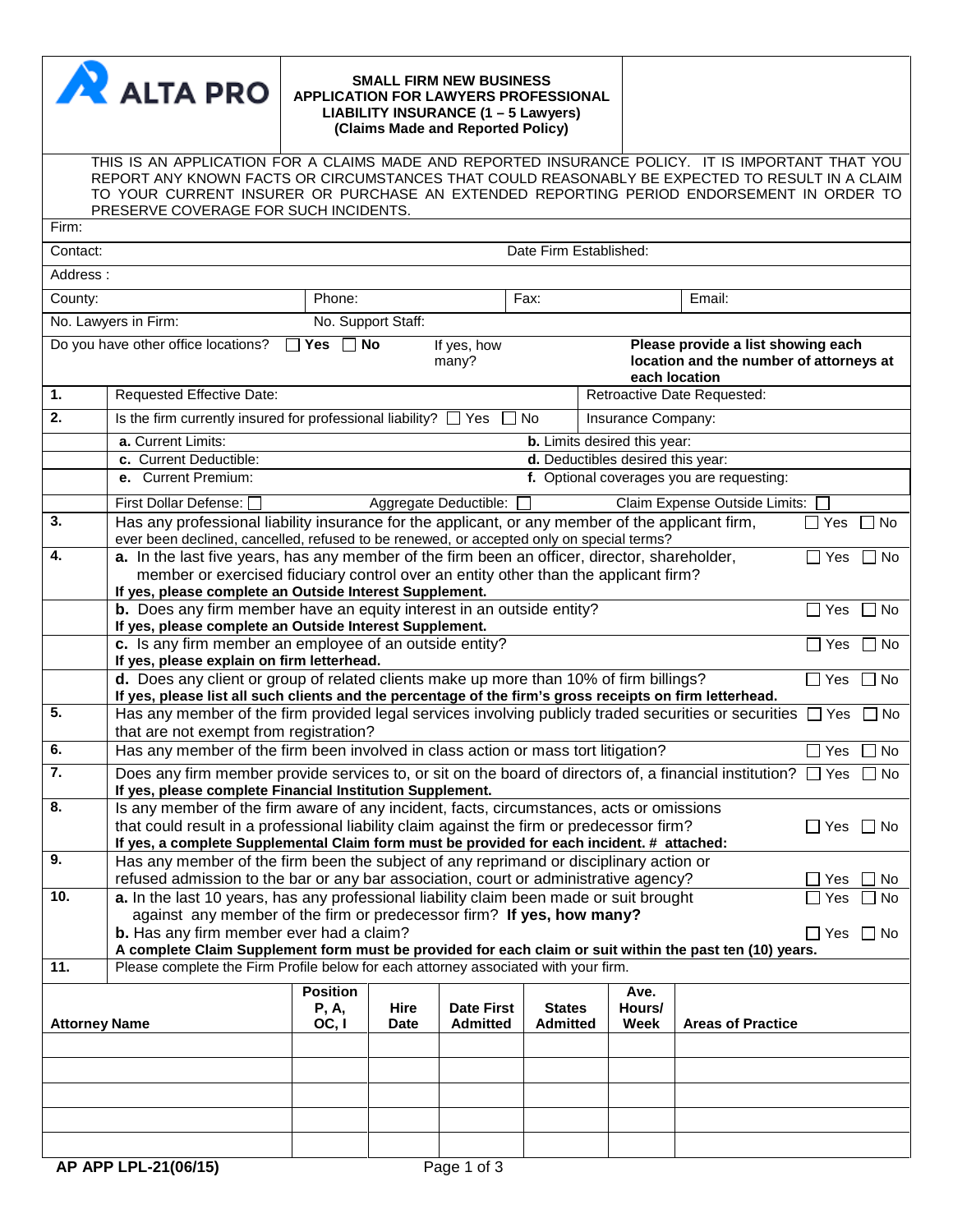**ALTA PRO**

# SMALL FIRM NEW BUSINESS APPLICATION FOR LAWYERS PROFESSIONAL LIABILITY INSURANCE (1 – 5 Lawyers) (Claims Made and Reported Policy)

THIS IS AN APPLICATION FOR A CLAIMS MADE AND REPORTED INSURANCE POLICY. IT IS IMPORTANT THAT YOU REPORT ANY KNOWN FACTS OR CIRCUMSTANCES THAT COULD REASONABLY BE EXPECTED TO RESULT IN A CLAIM TO YOUR CURRENT INSURER OR PURCHASE AN EXTENDED REPORTING PERIOD ENDORSEMENT IN ORDER TO PRESERVE COVERAGE FOR SUCH INCIDENTS.

Firm:

Contact: Date Firm Established:

Address :

County: Phone: Fax: Email:

No. Lawyers in Firm: No. Support Staff:

Do you have other office locations? ☐ Yes ☐ No If yes, how many? **Please provide a list showing each location and the number of attorneys at each location**

1. Requested Effective Date: Retroactive Date Requested:

2. Is the firm currently insured for professional liability? ☐ Yes ☐ No Insurance Company:
   - **a.** Current Limits: **b.** Limits desired this year:
   - **c.** Current Deductible: **d.** Deductibles desired this year:
   - **e.** Current Premium: **f.** Optional coverages you are requesting:
   - First Dollar Defense: ☐ Aggregate Deductible: ☐ Claim Expense Outside Limits: ☐

3. Has any professional liability insurance for the applicant, or any member of the applicant firm, ever been declined, cancelled, refused to be renewed, or accepted only on special terms? ☐ Yes ☐ No

4. **a.** In the last five years, has any member of the firm been an officer, director, shareholder, member or exercised fiduciary control over an entity other than the applicant firm? ☐ Yes ☐ No
   **If yes, please complete an Outside Interest Supplement.**

   **b.** Does any firm member have an equity interest in an outside entity? ☐ Yes ☐ No
   **If yes, please complete an Outside Interest Supplement.**

   **c.** Is any firm member an employee of an outside entity? ☐ Yes ☐ No
   **If yes, please explain on firm letterhead.**

   **d.** Does any client or group of related clients make up more than 10% of firm billings? ☐ Yes ☐ No
   **If yes, please list all such clients and the percentage of the firm's gross receipts on firm letterhead.**

5. Has any member of the firm provided legal services involving publicly traded securities or securities that are not exempt from registration? ☐ Yes ☐ No

6. Has any member of the firm been involved in class action or mass tort litigation? ☐ Yes ☐ No

7. Does any firm member provide services to, or sit on the board of directors of, a financial institution? ☐ Yes ☐ No
   **If yes, please complete Financial Institution Supplement.**

8. Is any member of the firm aware of any incident, facts, circumstances, acts or omissions that could result in a professional liability claim against the firm or predecessor firm? ☐ Yes ☐ No
   **If yes, a complete Supplemental Claim form must be provided for each incident. # attached:**

9. Has any member of the firm been the subject of any reprimand or disciplinary action or refused admission to the bar or any bar association, court or administrative agency? ☐ Yes ☐ No

10. **a.** In the last 10 years, has any professional liability claim been made or suit brought against any member of the firm or predecessor firm? **If yes, how many?** ☐ Yes ☐ No

    **b.** Has any firm member ever had a claim? ☐ Yes ☐ No

    **A complete Claim Supplement form must be provided for each claim or suit within the past ten (10) years.**

11. Please complete the Firm Profile below for each attorney associated with your firm.

| Attorney Name | Position P, A, OC, I | Hire Date | Date First Admitted | States Admitted | Ave. Hours/ Week | Areas of Practice |
|---|---|---|---|---|---|---|
| | | | | | | |
| | | | | | | |
| | | | | | | |
| | | | | | | |
| | | | | | | |

AP APP LPL-21(06/15)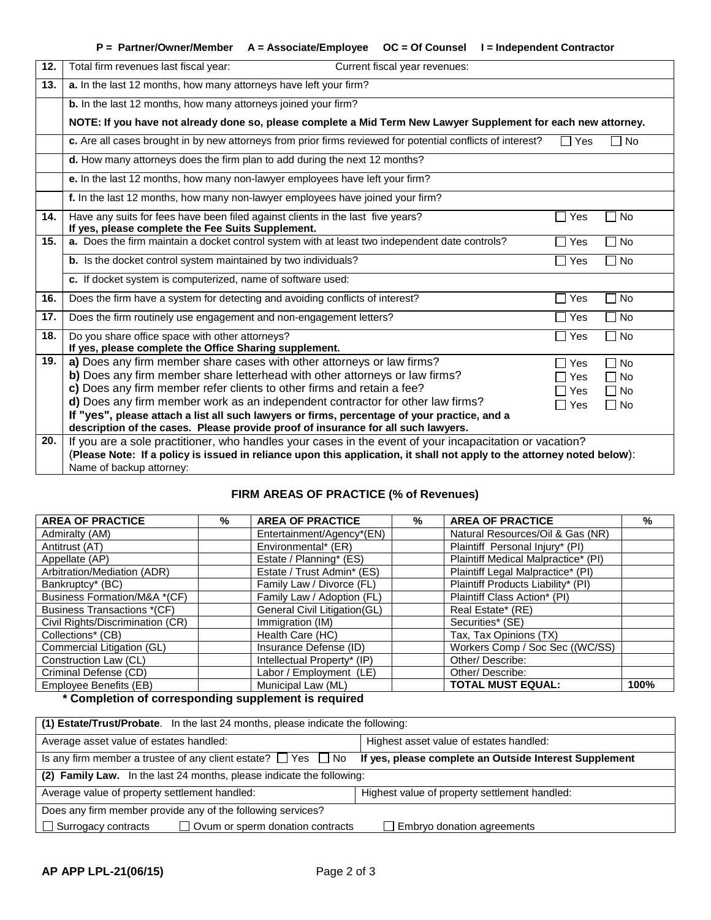**P = Partner/Owner/Member  A = Associate/Employee  OC = Of Counsel  I = Independent Contractor**

| | | |
|---|---|---|
| **12.** | Total firm revenues last fiscal year: Current fiscal year revenues: | |
| **13.** | **a.** In the last 12 months, how many attorneys have left your firm? | |
| | **b.** In the last 12 months, how many attorneys joined your firm? | |
| | **NOTE: If you have not already done so, please complete a Mid Term New Lawyer Supplement for each new attorney.** | |
| | **c.** Are all cases brought in by new attorneys from prior firms reviewed for potential conflicts of interest? | ☐ Yes ☐ No |
| | **d.** How many attorneys does the firm plan to add during the next 12 months? | |
| | **e.** In the last 12 months, how many non-lawyer employees have left your firm? | |
| | **f.** In the last 12 months, how many non-lawyer employees have joined your firm? | |
| **14.** | Have any suits for fees have been filed against clients in the last five years? **If yes, please complete the Fee Suits Supplement.** | ☐ Yes ☐ No |
| **15.** | **a.** Does the firm maintain a docket control system with at least two independent date controls? | ☐ Yes ☐ No |
| | **b.** Is the docket control system maintained by two individuals? | ☐ Yes ☐ No |
| | **c.** If docket system is computerized, name of software used: | |
| **16.** | Does the firm have a system for detecting and avoiding conflicts of interest? | ☐ Yes ☐ No |
| **17.** | Does the firm routinely use engagement and non-engagement letters? | ☐ Yes ☐ No |
| **18.** | Do you share office space with other attorneys? **If yes, please complete the Office Sharing supplement.** | ☐ Yes ☐ No |
| **19.** | **a)** Does any firm member share cases with other attorneys or law firms? | ☐ Yes ☐ No |
| | **b)** Does any firm member share letterhead with other attorneys or law firms? | ☐ Yes ☐ No |
| | **c)** Does any firm member refer clients to other firms and retain a fee? | ☐ Yes ☐ No |
| | **d)** Does any firm member work as an independent contractor for other law firms? **If "yes", please attach a list all such lawyers or firms, percentage of your practice, and a description of the cases. Please provide proof of insurance for all such lawyers.** | ☐ Yes ☐ No |
| **20.** | If you are a sole practitioner, who handles your cases in the event of your incapacitation or vacation? (**Please Note: If a policy is issued in reliance upon this application, it shall not apply to the attorney noted below**): Name of backup attorney: | |

## FIRM AREAS OF PRACTICE (% of Revenues)

| AREA OF PRACTICE | % | AREA OF PRACTICE | % | AREA OF PRACTICE | % |
|---|---|---|---|---|---|
| Admiralty (AM) | | Entertainment/Agency*(EN) | | Natural Resources/Oil & Gas (NR) | |
| Antitrust (AT) | | Environmental* (ER) | | Plaintiff Personal Injury* (PI) | |
| Appellate (AP) | | Estate / Planning* (ES) | | Plaintiff Medical Malpractice* (PI) | |
| Arbitration/Mediation (ADR) | | Estate / Trust Admin* (ES) | | Plaintiff Legal Malpractice* (PI) | |
| Bankruptcy* (BC) | | Family Law / Divorce (FL) | | Plaintiff Products Liability* (PI) | |
| Business Formation/M&A *(CF) | | Family Law / Adoption (FL) | | Plaintiff Class Action* (PI) | |
| Business Transactions *(CF) | | General Civil Litigation(GL) | | Real Estate* (RE) | |
| Civil Rights/Discrimination (CR) | | Immigration (IM) | | Securities* (SE) | |
| Collections* (CB) | | Health Care (HC) | | Tax, Tax Opinions (TX) | |
| Commercial Litigation (GL) | | Insurance Defense (ID) | | Workers Comp / Soc Sec ((WC/SS) | |
| Construction Law (CL) | | Intellectual Property* (IP) | | Other/ Describe: | |
| Criminal Defense (CD) | | Labor / Employment (LE) | | Other/ Describe: | |
| Employee Benefits (EB) | | Municipal Law (ML) | | **TOTAL MUST EQUAL:** | **100%** |

**\* Completion of corresponding supplement is required**

| | |
|---|---|
| **(1) Estate/Trust/Probate**. In the last 24 months, please indicate the following: | |
| Average asset value of estates handled: | Highest asset value of estates handled: |
| Is any firm member a trustee of any client estate? ☐ Yes ☐ No | **If yes, please complete an Outside Interest Supplement** |
| **(2) Family Law.** In the last 24 months, please indicate the following: | |
| Average value of property settlement handled: | Highest value of property settlement handled: |
| Does any firm member provide any of the following services? | |
| ☐ Surrogacy contracts ☐ Ovum or sperm donation contracts | ☐ Embryo donation agreements |

**AP APP LPL-21(06/15)**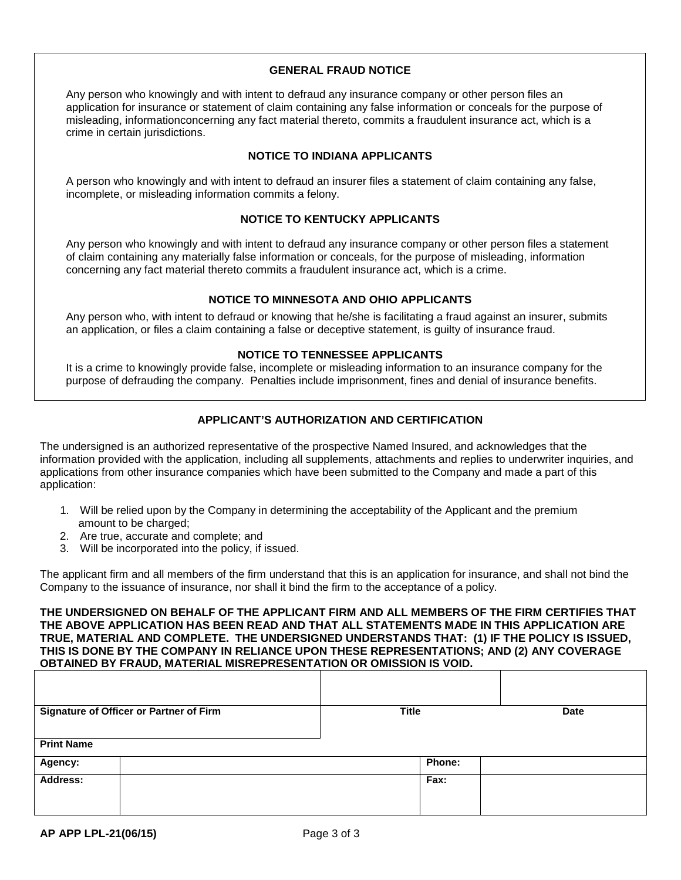### GENERAL FRAUD NOTICE

Any person who knowingly and with intent to defraud any insurance company or other person files an application for insurance or statement of claim containing any false information or conceals for the purpose of misleading, informationconcerning any fact material thereto, commits a fraudulent insurance act, which is a crime in certain jurisdictions.

### NOTICE TO INDIANA APPLICANTS

A person who knowingly and with intent to defraud an insurer files a statement of claim containing any false, incomplete, or misleading information commits a felony.

### NOTICE TO KENTUCKY APPLICANTS

Any person who knowingly and with intent to defraud any insurance company or other person files a statement of claim containing any materially false information or conceals, for the purpose of misleading, information concerning any fact material thereto commits a fraudulent insurance act, which is a crime.

### NOTICE TO MINNESOTA AND OHIO APPLICANTS

Any person who, with intent to defraud or knowing that he/she is facilitating a fraud against an insurer, submits an application, or files a claim containing a false or deceptive statement, is guilty of insurance fraud.

### NOTICE TO TENNESSEE APPLICANTS

It is a crime to knowingly provide false, incomplete or misleading information to an insurance company for the purpose of defrauding the company. Penalties include imprisonment, fines and denial of insurance benefits.

## APPLICANT'S AUTHORIZATION AND CERTIFICATION

The undersigned is an authorized representative of the prospective Named Insured, and acknowledges that the information provided with the application, including all supplements, attachments and replies to underwriter inquiries, and applications from other insurance companies which have been submitted to the Company and made a part of this application:

1. Will be relied upon by the Company in determining the acceptability of the Applicant and the premium amount to be charged;
2. Are true, accurate and complete; and
3. Will be incorporated into the policy, if issued.

The applicant firm and all members of the firm understand that this is an application for insurance, and shall not bind the Company to the issuance of insurance, nor shall it bind the firm to the acceptance of a policy.

**THE UNDERSIGNED ON BEHALF OF THE APPLICANT FIRM AND ALL MEMBERS OF THE FIRM CERTIFIES THAT THE ABOVE APPLICATION HAS BEEN READ AND THAT ALL STATEMENTS MADE IN THIS APPLICATION ARE TRUE, MATERIAL AND COMPLETE. THE UNDERSIGNED UNDERSTANDS THAT: (1) IF THE POLICY IS ISSUED, THIS IS DONE BY THE COMPANY IN RELIANCE UPON THESE REPRESENTATIONS; AND (2) ANY COVERAGE OBTAINED BY FRAUD, MATERIAL MISREPRESENTATION OR OMISSION IS VOID.**

| | | |
|---|---|---|
| | | |
| **Signature of Officer or Partner of Firm** | **Title** | **Date** |
| **Print Name** | | |

| | | | |
|---|---|---|---|
| **Agency:** | | **Phone:** | |
| **Address:** | | **Fax:** | |

**AP APP LPL-21(06/15)**